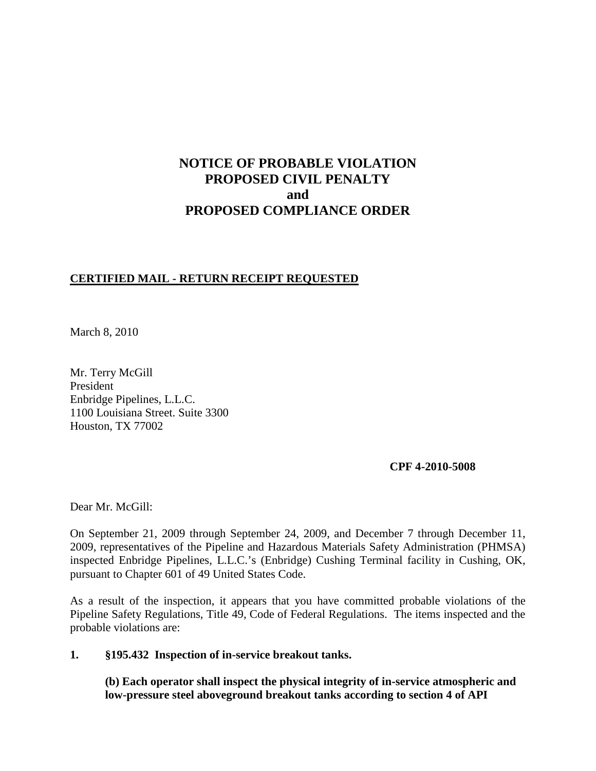# NOTICE OF PROBABLE VIOLATION
# PROPOSED CIVIL PENALTY
# and
# PROPOSED COMPLIANCE ORDER

**CERTIFIED MAIL - RETURN RECEIPT REQUESTED**

March 8, 2010

Mr. Terry McGill
President
Enbridge Pipelines, L.L.C.
1100 Louisiana Street. Suite 3300
Houston, TX 77002

**CPF 4-2010-5008**

Dear Mr. McGill:

On September 21, 2009 through September 24, 2009, and December 7 through December 11, 2009, representatives of the Pipeline and Hazardous Materials Safety Administration (PHMSA) inspected Enbridge Pipelines, L.L.C.'s (Enbridge) Cushing Terminal facility in Cushing, OK, pursuant to Chapter 601 of 49 United States Code.

As a result of the inspection, it appears that you have committed probable violations of the Pipeline Safety Regulations, Title 49, Code of Federal Regulations. The items inspected and the probable violations are:

**1. §195.432 Inspection of in-service breakout tanks.**

**(b) Each operator shall inspect the physical integrity of in-service atmospheric and low-pressure steel aboveground breakout tanks according to section 4 of API**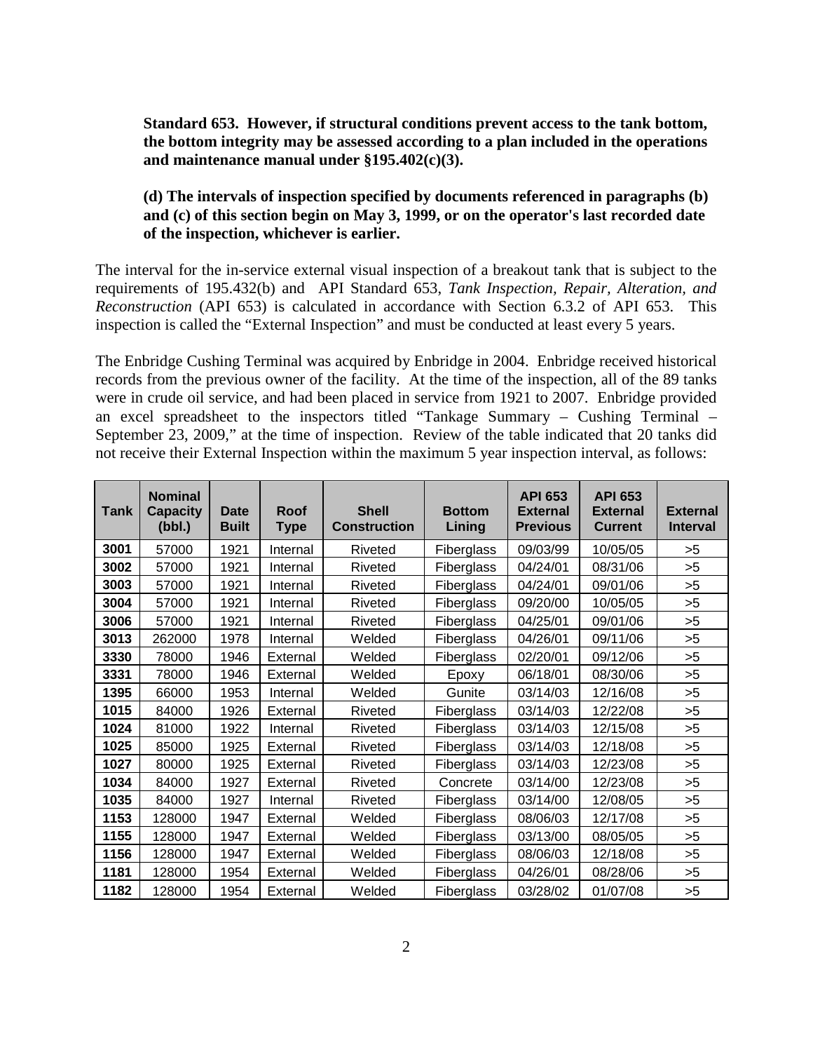**Standard 653. However, if structural conditions prevent access to the tank bottom, the bottom integrity may be assessed according to a plan included in the operations and maintenance manual under §195.402(c)(3).**

**(d) The intervals of inspection specified by documents referenced in paragraphs (b) and (c) of this section begin on May 3, 1999, or on the operator's last recorded date of the inspection, whichever is earlier.**

The interval for the in-service external visual inspection of a breakout tank that is subject to the requirements of 195.432(b) and API Standard 653, *Tank Inspection, Repair, Alteration, and Reconstruction* (API 653) is calculated in accordance with Section 6.3.2 of API 653. This inspection is called the "External Inspection" and must be conducted at least every 5 years.

The Enbridge Cushing Terminal was acquired by Enbridge in 2004. Enbridge received historical records from the previous owner of the facility. At the time of the inspection, all of the 89 tanks were in crude oil service, and had been placed in service from 1921 to 2007. Enbridge provided an excel spreadsheet to the inspectors titled "Tankage Summary – Cushing Terminal – September 23, 2009," at the time of inspection. Review of the table indicated that 20 tanks did not receive their External Inspection within the maximum 5 year inspection interval, as follows:

| Tank | Nominal Capacity (bbl.) | Date Built | Roof Type | Shell Construction | Bottom Lining | API 653 External Previous | API 653 External Current | External Interval |
|---|---|---|---|---|---|---|---|---|
| **3001** | 57000 | 1921 | Internal | Riveted | Fiberglass | 09/03/99 | 10/05/05 | >5 |
| **3002** | 57000 | 1921 | Internal | Riveted | Fiberglass | 04/24/01 | 08/31/06 | >5 |
| **3003** | 57000 | 1921 | Internal | Riveted | Fiberglass | 04/24/01 | 09/01/06 | >5 |
| **3004** | 57000 | 1921 | Internal | Riveted | Fiberglass | 09/20/00 | 10/05/05 | >5 |
| **3006** | 57000 | 1921 | Internal | Riveted | Fiberglass | 04/25/01 | 09/01/06 | >5 |
| **3013** | 262000 | 1978 | Internal | Welded | Fiberglass | 04/26/01 | 09/11/06 | >5 |
| **3330** | 78000 | 1946 | External | Welded | Fiberglass | 02/20/01 | 09/12/06 | >5 |
| **3331** | 78000 | 1946 | External | Welded | Epoxy | 06/18/01 | 08/30/06 | >5 |
| **1395** | 66000 | 1953 | Internal | Welded | Gunite | 03/14/03 | 12/16/08 | >5 |
| **1015** | 84000 | 1926 | External | Riveted | Fiberglass | 03/14/03 | 12/22/08 | >5 |
| **1024** | 81000 | 1922 | Internal | Riveted | Fiberglass | 03/14/03 | 12/15/08 | >5 |
| **1025** | 85000 | 1925 | External | Riveted | Fiberglass | 03/14/03 | 12/18/08 | >5 |
| **1027** | 80000 | 1925 | External | Riveted | Fiberglass | 03/14/03 | 12/23/08 | >5 |
| **1034** | 84000 | 1927 | External | Riveted | Concrete | 03/14/00 | 12/23/08 | >5 |
| **1035** | 84000 | 1927 | Internal | Riveted | Fiberglass | 03/14/00 | 12/08/05 | >5 |
| **1153** | 128000 | 1947 | External | Welded | Fiberglass | 08/06/03 | 12/17/08 | >5 |
| **1155** | 128000 | 1947 | External | Welded | Fiberglass | 03/13/00 | 08/05/05 | >5 |
| **1156** | 128000 | 1947 | External | Welded | Fiberglass | 08/06/03 | 12/18/08 | >5 |
| **1181** | 128000 | 1954 | External | Welded | Fiberglass | 04/26/01 | 08/28/06 | >5 |
| **1182** | 128000 | 1954 | External | Welded | Fiberglass | 03/28/02 | 01/07/08 | >5 |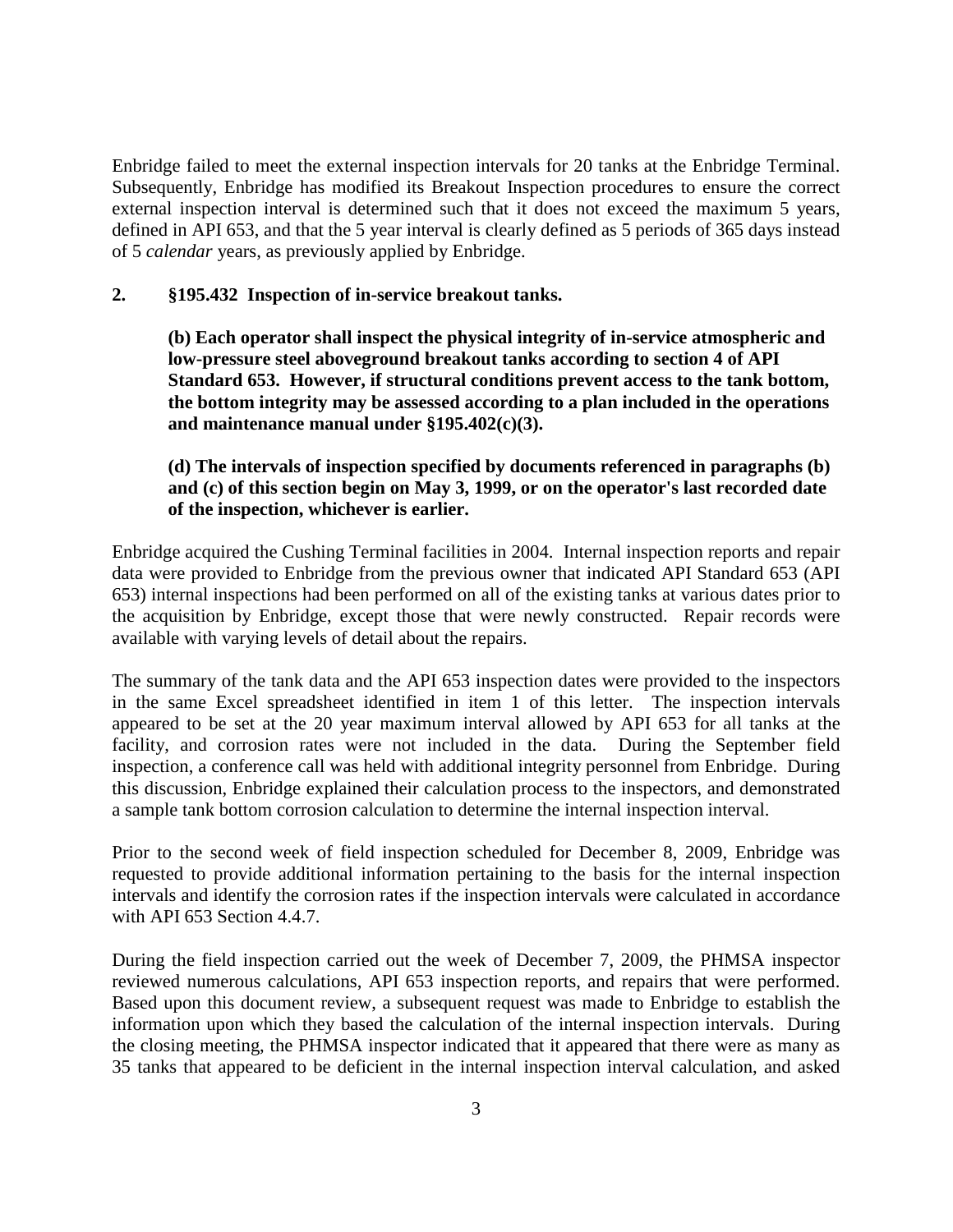Enbridge failed to meet the external inspection intervals for 20 tanks at the Enbridge Terminal. Subsequently, Enbridge has modified its Breakout Inspection procedures to ensure the correct external inspection interval is determined such that it does not exceed the maximum 5 years, defined in API 653, and that the 5 year interval is clearly defined as 5 periods of 365 days instead of 5 *calendar* years, as previously applied by Enbridge.

**2. §195.432 Inspection of in-service breakout tanks.**

> **(b) Each operator shall inspect the physical integrity of in-service atmospheric and low-pressure steel aboveground breakout tanks according to section 4 of API Standard 653. However, if structural conditions prevent access to the tank bottom, the bottom integrity may be assessed according to a plan included in the operations and maintenance manual under §195.402(c)(3).**
>
> **(d) The intervals of inspection specified by documents referenced in paragraphs (b) and (c) of this section begin on May 3, 1999, or on the operator's last recorded date of the inspection, whichever is earlier.**

Enbridge acquired the Cushing Terminal facilities in 2004. Internal inspection reports and repair data were provided to Enbridge from the previous owner that indicated API Standard 653 (API 653) internal inspections had been performed on all of the existing tanks at various dates prior to the acquisition by Enbridge, except those that were newly constructed. Repair records were available with varying levels of detail about the repairs.

The summary of the tank data and the API 653 inspection dates were provided to the inspectors in the same Excel spreadsheet identified in item 1 of this letter. The inspection intervals appeared to be set at the 20 year maximum interval allowed by API 653 for all tanks at the facility, and corrosion rates were not included in the data. During the September field inspection, a conference call was held with additional integrity personnel from Enbridge. During this discussion, Enbridge explained their calculation process to the inspectors, and demonstrated a sample tank bottom corrosion calculation to determine the internal inspection interval.

Prior to the second week of field inspection scheduled for December 8, 2009, Enbridge was requested to provide additional information pertaining to the basis for the internal inspection intervals and identify the corrosion rates if the inspection intervals were calculated in accordance with API 653 Section 4.4.7.

During the field inspection carried out the week of December 7, 2009, the PHMSA inspector reviewed numerous calculations, API 653 inspection reports, and repairs that were performed. Based upon this document review, a subsequent request was made to Enbridge to establish the information upon which they based the calculation of the internal inspection intervals. During the closing meeting, the PHMSA inspector indicated that it appeared that there were as many as 35 tanks that appeared to be deficient in the internal inspection interval calculation, and asked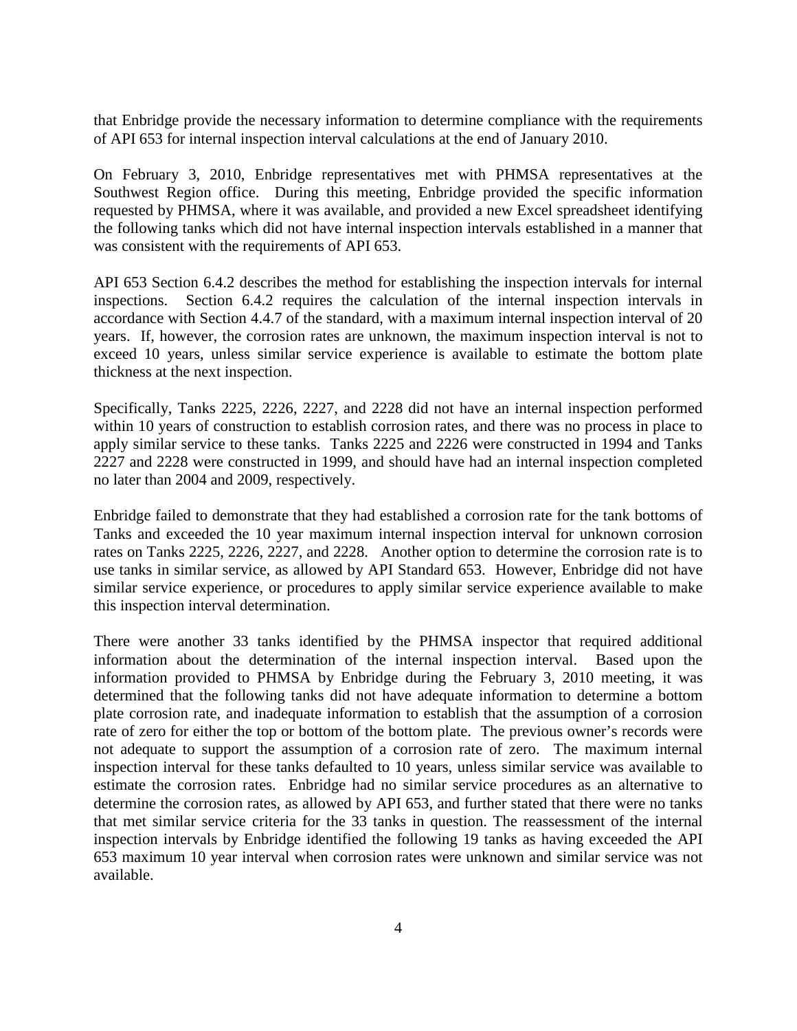that Enbridge provide the necessary information to determine compliance with the requirements of API 653 for internal inspection interval calculations at the end of January 2010.

On February 3, 2010, Enbridge representatives met with PHMSA representatives at the Southwest Region office. During this meeting, Enbridge provided the specific information requested by PHMSA, where it was available, and provided a new Excel spreadsheet identifying the following tanks which did not have internal inspection intervals established in a manner that was consistent with the requirements of API 653.

API 653 Section 6.4.2 describes the method for establishing the inspection intervals for internal inspections. Section 6.4.2 requires the calculation of the internal inspection intervals in accordance with Section 4.4.7 of the standard, with a maximum internal inspection interval of 20 years. If, however, the corrosion rates are unknown, the maximum inspection interval is not to exceed 10 years, unless similar service experience is available to estimate the bottom plate thickness at the next inspection.

Specifically, Tanks 2225, 2226, 2227, and 2228 did not have an internal inspection performed within 10 years of construction to establish corrosion rates, and there was no process in place to apply similar service to these tanks. Tanks 2225 and 2226 were constructed in 1994 and Tanks 2227 and 2228 were constructed in 1999, and should have had an internal inspection completed no later than 2004 and 2009, respectively.

Enbridge failed to demonstrate that they had established a corrosion rate for the tank bottoms of Tanks and exceeded the 10 year maximum internal inspection interval for unknown corrosion rates on Tanks 2225, 2226, 2227, and 2228. Another option to determine the corrosion rate is to use tanks in similar service, as allowed by API Standard 653. However, Enbridge did not have similar service experience, or procedures to apply similar service experience available to make this inspection interval determination.

There were another 33 tanks identified by the PHMSA inspector that required additional information about the determination of the internal inspection interval. Based upon the information provided to PHMSA by Enbridge during the February 3, 2010 meeting, it was determined that the following tanks did not have adequate information to determine a bottom plate corrosion rate, and inadequate information to establish that the assumption of a corrosion rate of zero for either the top or bottom of the bottom plate. The previous owner's records were not adequate to support the assumption of a corrosion rate of zero. The maximum internal inspection interval for these tanks defaulted to 10 years, unless similar service was available to estimate the corrosion rates. Enbridge had no similar service procedures as an alternative to determine the corrosion rates, as allowed by API 653, and further stated that there were no tanks that met similar service criteria for the 33 tanks in question. The reassessment of the internal inspection intervals by Enbridge identified the following 19 tanks as having exceeded the API 653 maximum 10 year interval when corrosion rates were unknown and similar service was not available.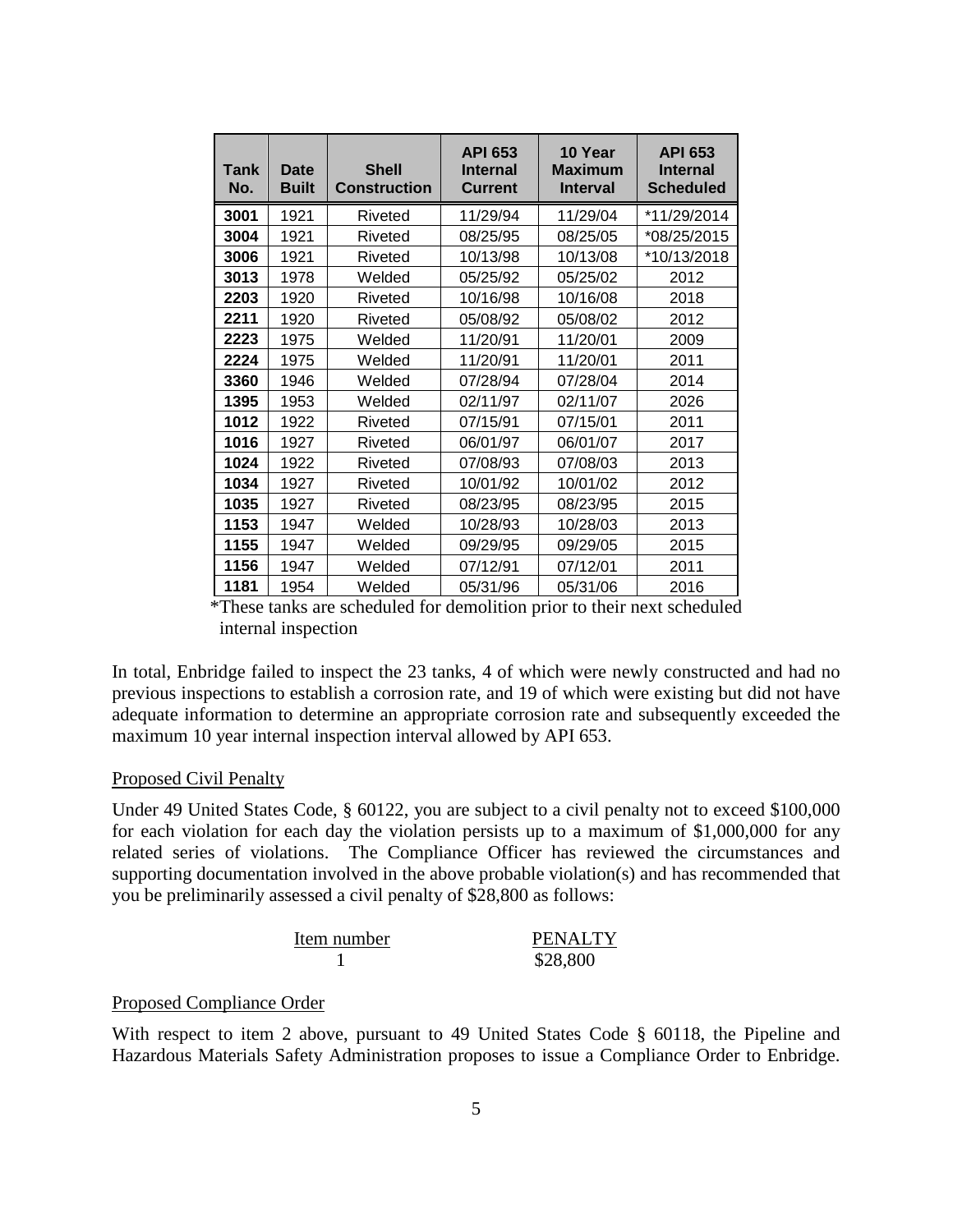| Tank No. | Date Built | Shell Construction | API 653 Internal Current | 10 Year Maximum Interval | API 653 Internal Scheduled |
|---|---|---|---|---|---|
| **3001** | 1921 | Riveted | 11/29/94 | 11/29/04 | *11/29/2014 |
| **3004** | 1921 | Riveted | 08/25/95 | 08/25/05 | *08/25/2015 |
| **3006** | 1921 | Riveted | 10/13/98 | 10/13/08 | *10/13/2018 |
| **3013** | 1978 | Welded | 05/25/92 | 05/25/02 | 2012 |
| **2203** | 1920 | Riveted | 10/16/98 | 10/16/08 | 2018 |
| **2211** | 1920 | Riveted | 05/08/92 | 05/08/02 | 2012 |
| **2223** | 1975 | Welded | 11/20/91 | 11/20/01 | 2009 |
| **2224** | 1975 | Welded | 11/20/91 | 11/20/01 | 2011 |
| **3360** | 1946 | Welded | 07/28/94 | 07/28/04 | 2014 |
| **1395** | 1953 | Welded | 02/11/97 | 02/11/07 | 2026 |
| **1012** | 1922 | Riveted | 07/15/91 | 07/15/01 | 2011 |
| **1016** | 1927 | Riveted | 06/01/97 | 06/01/07 | 2017 |
| **1024** | 1922 | Riveted | 07/08/93 | 07/08/03 | 2013 |
| **1034** | 1927 | Riveted | 10/01/92 | 10/01/02 | 2012 |
| **1035** | 1927 | Riveted | 08/23/95 | 08/23/95 | 2015 |
| **1153** | 1947 | Welded | 10/28/93 | 10/28/03 | 2013 |
| **1155** | 1947 | Welded | 09/29/95 | 09/29/05 | 2015 |
| **1156** | 1947 | Welded | 07/12/91 | 07/12/01 | 2011 |
| **1181** | 1954 | Welded | 05/31/96 | 05/31/06 | 2016 |

*These tanks are scheduled for demolition prior to their next scheduled internal inspection

In total, Enbridge failed to inspect the 23 tanks, 4 of which were newly constructed and had no previous inspections to establish a corrosion rate, and 19 of which were existing but did not have adequate information to determine an appropriate corrosion rate and subsequently exceeded the maximum 10 year internal inspection interval allowed by API 653.

## Proposed Civil Penalty

Under 49 United States Code, § 60122, you are subject to a civil penalty not to exceed $100,000 for each violation for each day the violation persists up to a maximum of $1,000,000 for any related series of violations. The Compliance Officer has reviewed the circumstances and supporting documentation involved in the above probable violation(s) and has recommended that you be preliminarily assessed a civil penalty of $28,800 as follows:

| Item number | PENALTY |
|---|---|
| 1 | $28,800 |

## Proposed Compliance Order

With respect to item 2 above, pursuant to 49 United States Code § 60118, the Pipeline and Hazardous Materials Safety Administration proposes to issue a Compliance Order to Enbridge.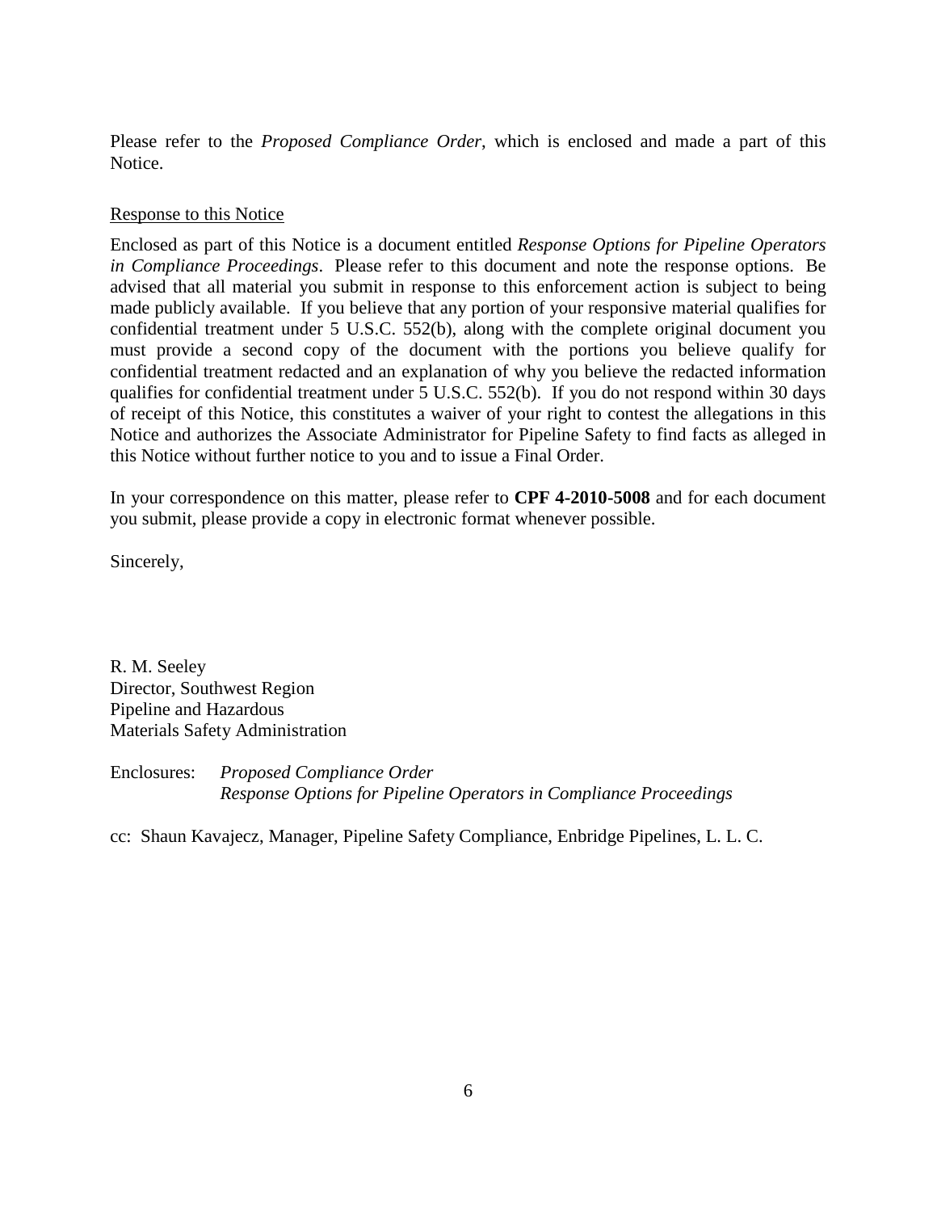Please refer to the *Proposed Compliance Order*, which is enclosed and made a part of this Notice.

Response to this Notice

Enclosed as part of this Notice is a document entitled *Response Options for Pipeline Operators in Compliance Proceedings*. Please refer to this document and note the response options. Be advised that all material you submit in response to this enforcement action is subject to being made publicly available. If you believe that any portion of your responsive material qualifies for confidential treatment under 5 U.S.C. 552(b), along with the complete original document you must provide a second copy of the document with the portions you believe qualify for confidential treatment redacted and an explanation of why you believe the redacted information qualifies for confidential treatment under 5 U.S.C. 552(b). If you do not respond within 30 days of receipt of this Notice, this constitutes a waiver of your right to contest the allegations in this Notice and authorizes the Associate Administrator for Pipeline Safety to find facts as alleged in this Notice without further notice to you and to issue a Final Order.

In your correspondence on this matter, please refer to **CPF 4-2010-5008** and for each document you submit, please provide a copy in electronic format whenever possible.

Sincerely,

R. M. Seeley
Director, Southwest Region
Pipeline and Hazardous
Materials Safety Administration

Enclosures: *Proposed Compliance Order*
*Response Options for Pipeline Operators in Compliance Proceedings*

cc: Shaun Kavajecz, Manager, Pipeline Safety Compliance, Enbridge Pipelines, L. L. C.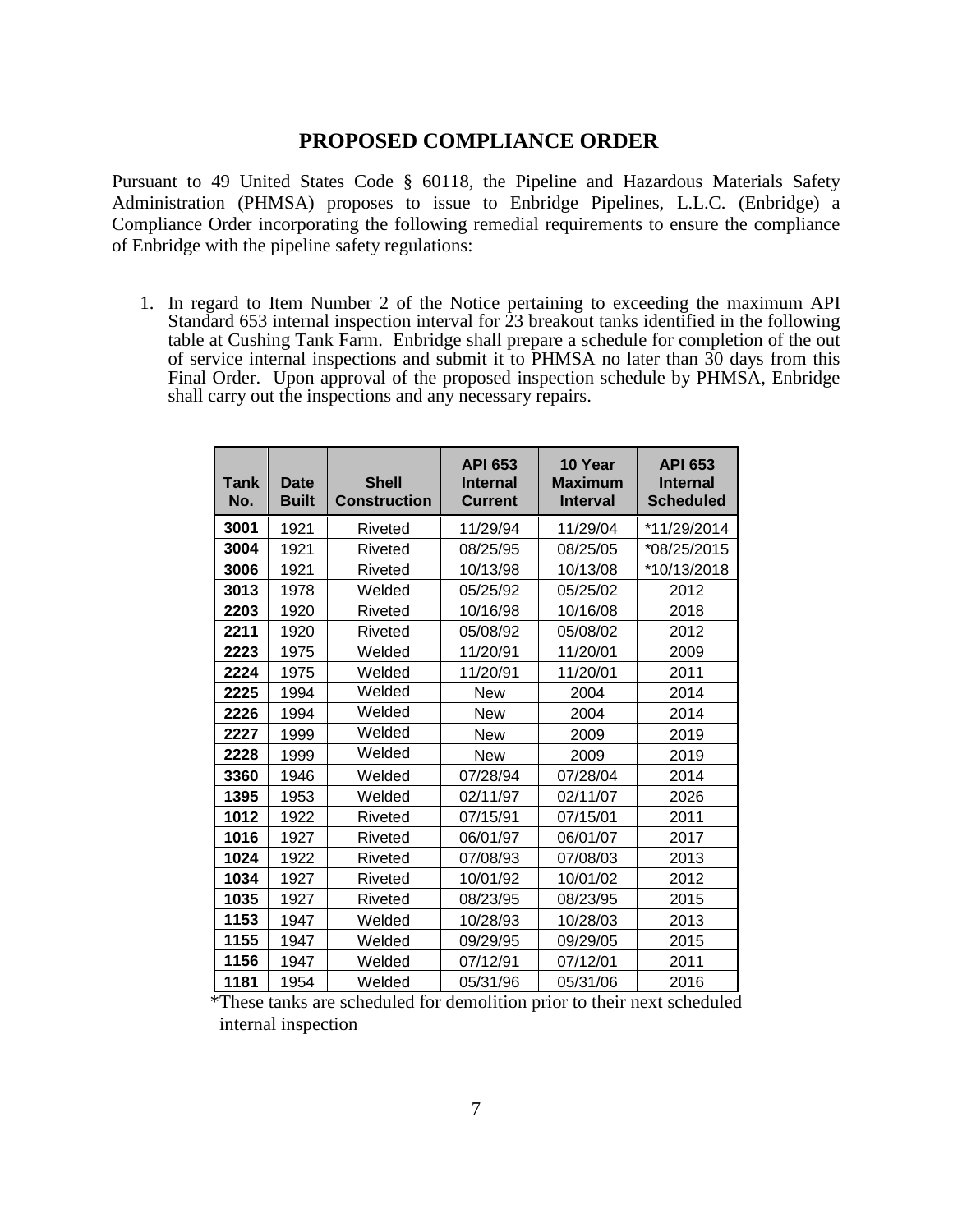## PROPOSED COMPLIANCE ORDER

Pursuant to 49 United States Code § 60118, the Pipeline and Hazardous Materials Safety Administration (PHMSA) proposes to issue to Enbridge Pipelines, L.L.C. (Enbridge) a Compliance Order incorporating the following remedial requirements to ensure the compliance of Enbridge with the pipeline safety regulations:

1. In regard to Item Number 2 of the Notice pertaining to exceeding the maximum API Standard 653 internal inspection interval for 23 breakout tanks identified in the following table at Cushing Tank Farm. Enbridge shall prepare a schedule for completion of the out of service internal inspections and submit it to PHMSA no later than 30 days from this Final Order. Upon approval of the proposed inspection schedule by PHMSA, Enbridge shall carry out the inspections and any necessary repairs.

| Tank No. | Date Built | Shell Construction | API 653 Internal Current | 10 Year Maximum Interval | API 653 Internal Scheduled |
|---|---|---|---|---|---|
| **3001** | 1921 | Riveted | 11/29/94 | 11/29/04 | *11/29/2014 |
| **3004** | 1921 | Riveted | 08/25/95 | 08/25/05 | *08/25/2015 |
| **3006** | 1921 | Riveted | 10/13/98 | 10/13/08 | *10/13/2018 |
| **3013** | 1978 | Welded | 05/25/92 | 05/25/02 | 2012 |
| **2203** | 1920 | Riveted | 10/16/98 | 10/16/08 | 2018 |
| **2211** | 1920 | Riveted | 05/08/92 | 05/08/02 | 2012 |
| **2223** | 1975 | Welded | 11/20/91 | 11/20/01 | 2009 |
| **2224** | 1975 | Welded | 11/20/91 | 11/20/01 | 2011 |
| **2225** | 1994 | Welded | New | 2004 | 2014 |
| **2226** | 1994 | Welded | New | 2004 | 2014 |
| **2227** | 1999 | Welded | New | 2009 | 2019 |
| **2228** | 1999 | Welded | New | 2009 | 2019 |
| **3360** | 1946 | Welded | 07/28/94 | 07/28/04 | 2014 |
| **1395** | 1953 | Welded | 02/11/97 | 02/11/07 | 2026 |
| **1012** | 1922 | Riveted | 07/15/91 | 07/15/01 | 2011 |
| **1016** | 1927 | Riveted | 06/01/97 | 06/01/07 | 2017 |
| **1024** | 1922 | Riveted | 07/08/93 | 07/08/03 | 2013 |
| **1034** | 1927 | Riveted | 10/01/92 | 10/01/02 | 2012 |
| **1035** | 1927 | Riveted | 08/23/95 | 08/23/95 | 2015 |
| **1153** | 1947 | Welded | 10/28/93 | 10/28/03 | 2013 |
| **1155** | 1947 | Welded | 09/29/95 | 09/29/05 | 2015 |
| **1156** | 1947 | Welded | 07/12/91 | 07/12/01 | 2011 |
| **1181** | 1954 | Welded | 05/31/96 | 05/31/06 | 2016 |

*These tanks are scheduled for demolition prior to their next scheduled internal inspection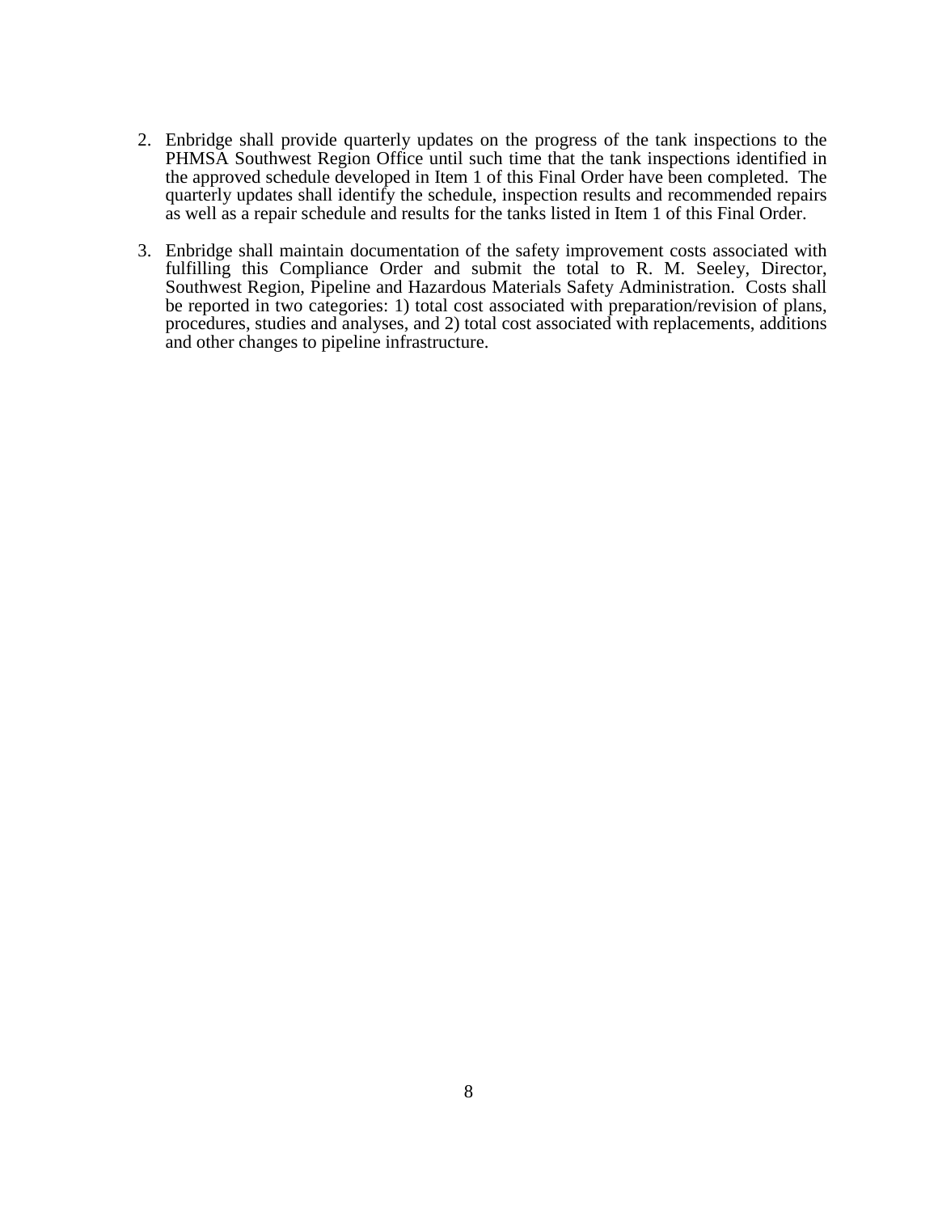2. Enbridge shall provide quarterly updates on the progress of the tank inspections to the PHMSA Southwest Region Office until such time that the tank inspections identified in the approved schedule developed in Item 1 of this Final Order have been completed. The quarterly updates shall identify the schedule, inspection results and recommended repairs as well as a repair schedule and results for the tanks listed in Item 1 of this Final Order.

3. Enbridge shall maintain documentation of the safety improvement costs associated with fulfilling this Compliance Order and submit the total to R. M. Seeley, Director, Southwest Region, Pipeline and Hazardous Materials Safety Administration. Costs shall be reported in two categories: 1) total cost associated with preparation/revision of plans, procedures, studies and analyses, and 2) total cost associated with replacements, additions and other changes to pipeline infrastructure.